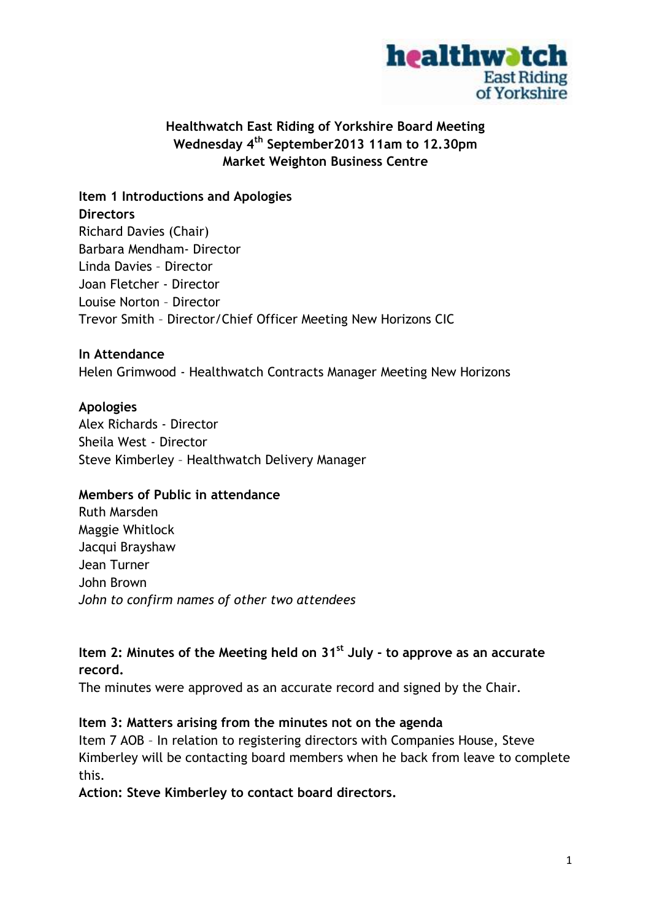# Healthwatch East Riding of Yorkshire Board Meeting
## Wednesday 4th September2013 11am to 12.30pm
## Market Weighton Business Centre

**Item 1 Introductions and Apologies**

**Directors**

Richard Davies (Chair)
Barbara Mendham- Director
Linda Davies – Director
Joan Fletcher - Director
Louise Norton – Director
Trevor Smith – Director/Chief Officer Meeting New Horizons CIC

**In Attendance**

Helen Grimwood - Healthwatch Contracts Manager Meeting New Horizons

**Apologies**

Alex Richards - Director
Sheila West - Director
Steve Kimberley – Healthwatch Delivery Manager

**Members of Public in attendance**

Ruth Marsden
Maggie Whitlock
Jacqui Brayshaw
Jean Turner
John Brown
*John to confirm names of other two attendees*

**Item 2: Minutes of the Meeting held on 31st July - to approve as an accurate record.**

The minutes were approved as an accurate record and signed by the Chair.

**Item 3: Matters arising from the minutes not on the agenda**

Item 7 AOB – In relation to registering directors with Companies House, Steve Kimberley will be contacting board members when he back from leave to complete this.

**Action: Steve Kimberley to contact board directors.**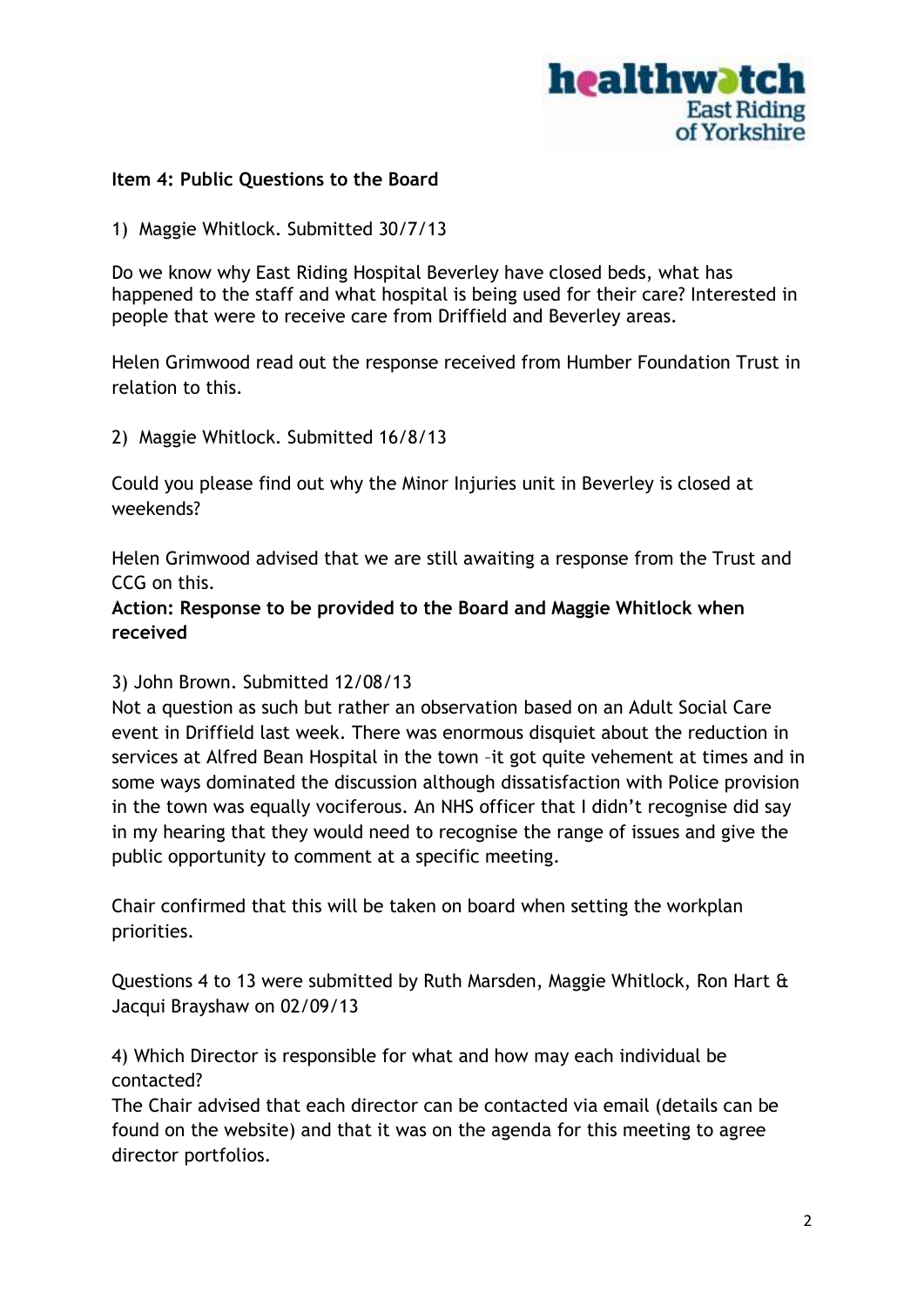**Item 4: Public Questions to the Board**

1) Maggie Whitlock. Submitted 30/7/13

Do we know why East Riding Hospital Beverley have closed beds, what has happened to the staff and what hospital is being used for their care? Interested in people that were to receive care from Driffield and Beverley areas.

Helen Grimwood read out the response received from Humber Foundation Trust in relation to this.

2) Maggie Whitlock. Submitted 16/8/13

Could you please find out why the Minor Injuries unit in Beverley is closed at weekends?

Helen Grimwood advised that we are still awaiting a response from the Trust and CCG on this.

**Action: Response to be provided to the Board and Maggie Whitlock when received**

3) John Brown. Submitted 12/08/13

Not a question as such but rather an observation based on an Adult Social Care event in Driffield last week. There was enormous disquiet about the reduction in services at Alfred Bean Hospital in the town –it got quite vehement at times and in some ways dominated the discussion although dissatisfaction with Police provision in the town was equally vociferous. An NHS officer that I didn't recognise did say in my hearing that they would need to recognise the range of issues and give the public opportunity to comment at a specific meeting.

Chair confirmed that this will be taken on board when setting the workplan priorities.

Questions 4 to 13 were submitted by Ruth Marsden, Maggie Whitlock, Ron Hart & Jacqui Brayshaw on 02/09/13

4) Which Director is responsible for what and how may each individual be contacted?

The Chair advised that each director can be contacted via email (details can be found on the website) and that it was on the agenda for this meeting to agree director portfolios.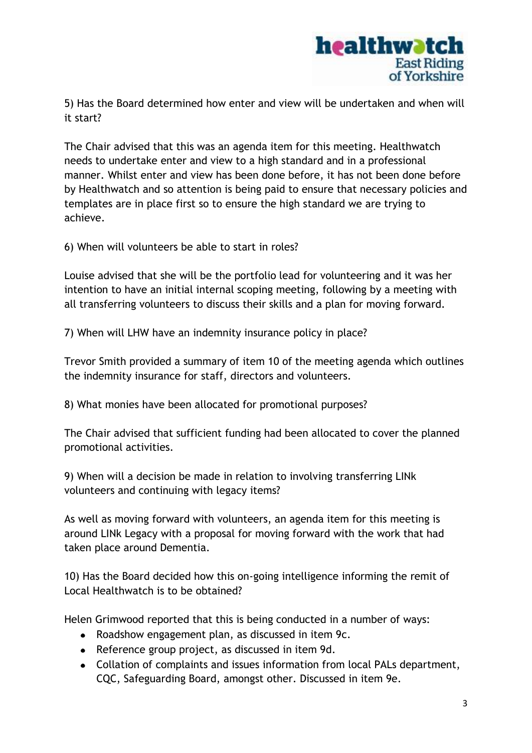5) Has the Board determined how enter and view will be undertaken and when will it start?

The Chair advised that this was an agenda item for this meeting. Healthwatch needs to undertake enter and view to a high standard and in a professional manner. Whilst enter and view has been done before, it has not been done before by Healthwatch and so attention is being paid to ensure that necessary policies and templates are in place first so to ensure the high standard we are trying to achieve.

6) When will volunteers be able to start in roles?

Louise advised that she will be the portfolio lead for volunteering and it was her intention to have an initial internal scoping meeting, following by a meeting with all transferring volunteers to discuss their skills and a plan for moving forward.

7) When will LHW have an indemnity insurance policy in place?

Trevor Smith provided a summary of item 10 of the meeting agenda which outlines the indemnity insurance for staff, directors and volunteers.

8) What monies have been allocated for promotional purposes?

The Chair advised that sufficient funding had been allocated to cover the planned promotional activities.

9) When will a decision be made in relation to involving transferring LINk volunteers and continuing with legacy items?

As well as moving forward with volunteers, an agenda item for this meeting is around LINk Legacy with a proposal for moving forward with the work that had taken place around Dementia.

10) Has the Board decided how this on-going intelligence informing the remit of Local Healthwatch is to be obtained?

Helen Grimwood reported that this is being conducted in a number of ways:

- Roadshow engagement plan, as discussed in item 9c.
- Reference group project, as discussed in item 9d.
- Collation of complaints and issues information from local PALs department, CQC, Safeguarding Board, amongst other. Discussed in item 9e.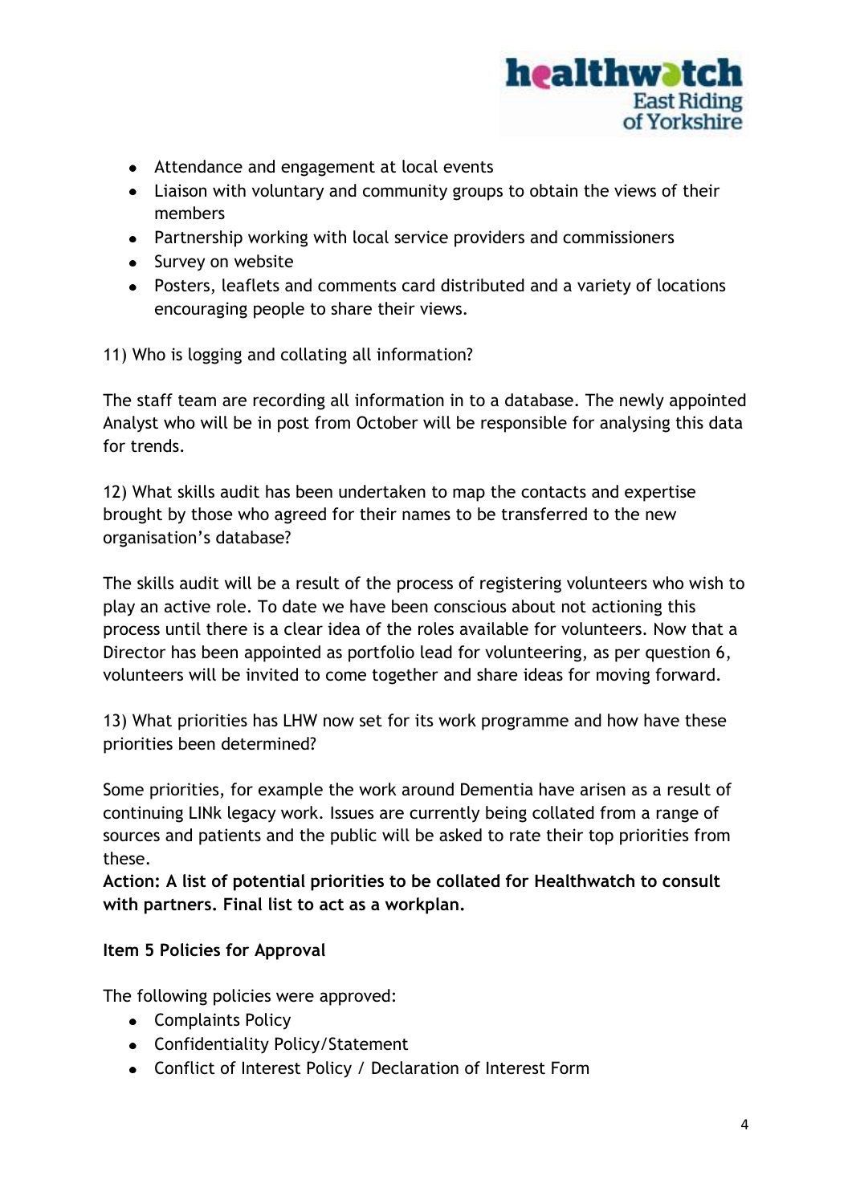- Attendance and engagement at local events
- Liaison with voluntary and community groups to obtain the views of their members
- Partnership working with local service providers and commissioners
- Survey on website
- Posters, leaflets and comments card distributed and a variety of locations encouraging people to share their views.

11) Who is logging and collating all information?

The staff team are recording all information in to a database. The newly appointed Analyst who will be in post from October will be responsible for analysing this data for trends.

12) What skills audit has been undertaken to map the contacts and expertise brought by those who agreed for their names to be transferred to the new organisation's database?

The skills audit will be a result of the process of registering volunteers who wish to play an active role. To date we have been conscious about not actioning this process until there is a clear idea of the roles available for volunteers. Now that a Director has been appointed as portfolio lead for volunteering, as per question 6, volunteers will be invited to come together and share ideas for moving forward.

13) What priorities has LHW now set for its work programme and how have these priorities been determined?

Some priorities, for example the work around Dementia have arisen as a result of continuing LINk legacy work. Issues are currently being collated from a range of sources and patients and the public will be asked to rate their top priorities from these.

**Action: A list of potential priorities to be collated for Healthwatch to consult with partners. Final list to act as a workplan.**

**Item 5 Policies for Approval**

The following policies were approved:

- Complaints Policy
- Confidentiality Policy/Statement
- Conflict of Interest Policy / Declaration of Interest Form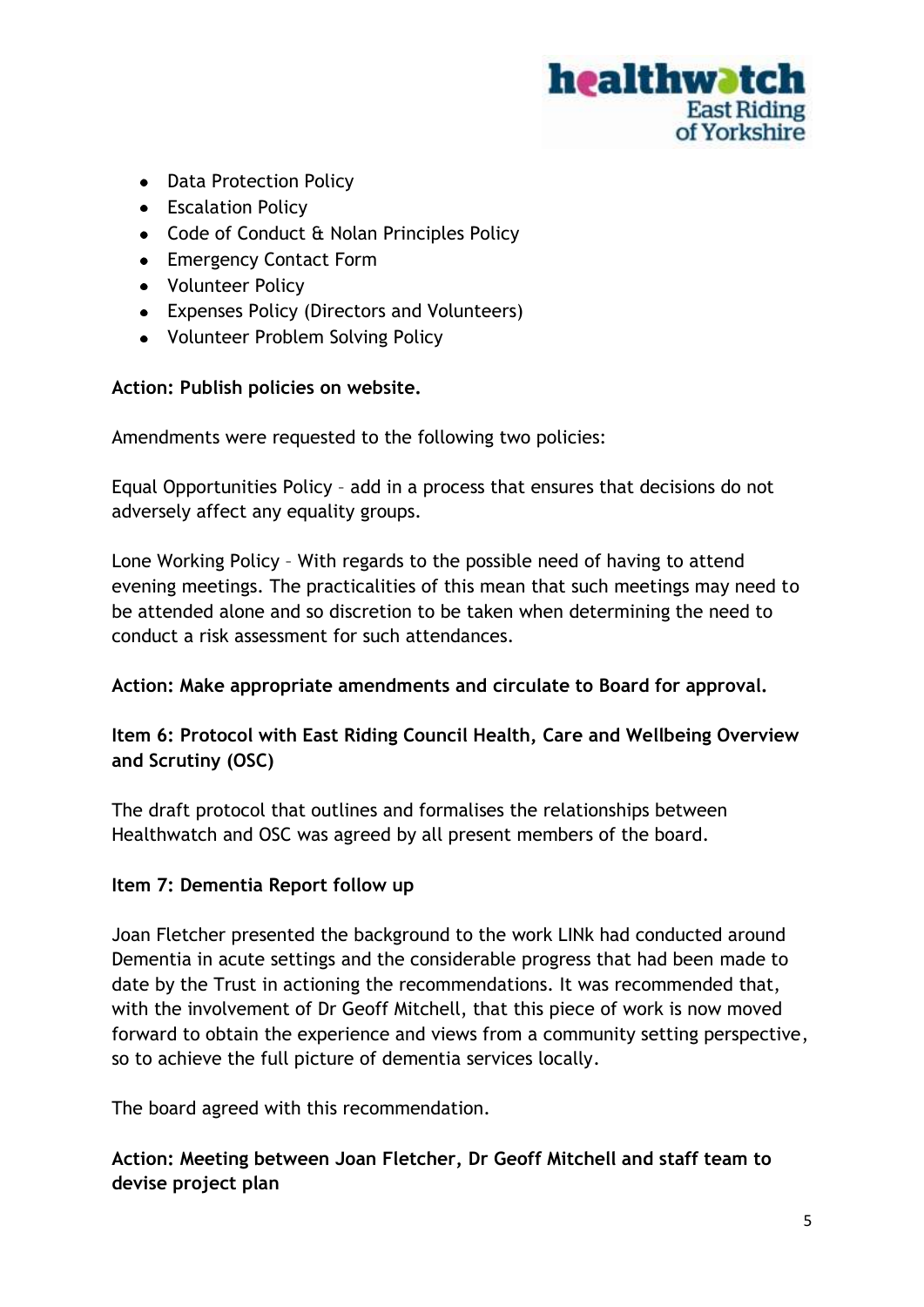- Data Protection Policy
- Escalation Policy
- Code of Conduct & Nolan Principles Policy
- Emergency Contact Form
- Volunteer Policy
- Expenses Policy (Directors and Volunteers)
- Volunteer Problem Solving Policy

**Action: Publish policies on website.**

Amendments were requested to the following two policies:

Equal Opportunities Policy – add in a process that ensures that decisions do not adversely affect any equality groups.

Lone Working Policy – With regards to the possible need of having to attend evening meetings. The practicalities of this mean that such meetings may need to be attended alone and so discretion to be taken when determining the need to conduct a risk assessment for such attendances.

**Action: Make appropriate amendments and circulate to Board for approval.**

**Item 6: Protocol with East Riding Council Health, Care and Wellbeing Overview and Scrutiny (OSC)**

The draft protocol that outlines and formalises the relationships between Healthwatch and OSC was agreed by all present members of the board.

**Item 7: Dementia Report follow up**

Joan Fletcher presented the background to the work LINk had conducted around Dementia in acute settings and the considerable progress that had been made to date by the Trust in actioning the recommendations. It was recommended that, with the involvement of Dr Geoff Mitchell, that this piece of work is now moved forward to obtain the experience and views from a community setting perspective, so to achieve the full picture of dementia services locally.

The board agreed with this recommendation.

**Action: Meeting between Joan Fletcher, Dr Geoff Mitchell and staff team to devise project plan**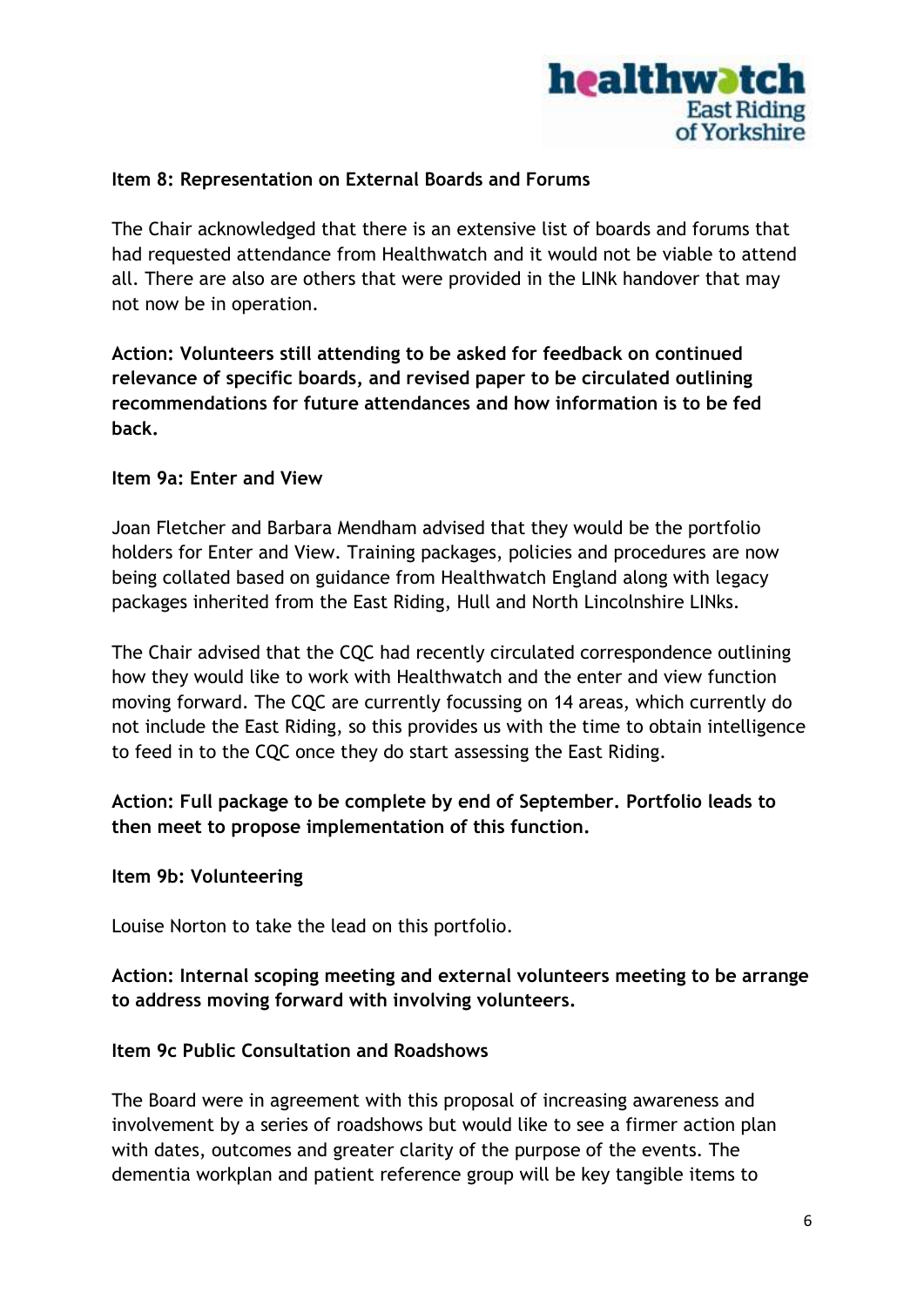**Item 8: Representation on External Boards and Forums**

The Chair acknowledged that there is an extensive list of boards and forums that had requested attendance from Healthwatch and it would not be viable to attend all. There are also are others that were provided in the LINk handover that may not now be in operation.

**Action: Volunteers still attending to be asked for feedback on continued relevance of specific boards, and revised paper to be circulated outlining recommendations for future attendances and how information is to be fed back.**

**Item 9a: Enter and View**

Joan Fletcher and Barbara Mendham advised that they would be the portfolio holders for Enter and View. Training packages, policies and procedures are now being collated based on guidance from Healthwatch England along with legacy packages inherited from the East Riding, Hull and North Lincolnshire LINks.

The Chair advised that the CQC had recently circulated correspondence outlining how they would like to work with Healthwatch and the enter and view function moving forward. The CQC are currently focussing on 14 areas, which currently do not include the East Riding, so this provides us with the time to obtain intelligence to feed in to the CQC once they do start assessing the East Riding.

**Action: Full package to be complete by end of September. Portfolio leads to then meet to propose implementation of this function.**

**Item 9b: Volunteering**

Louise Norton to take the lead on this portfolio.

**Action: Internal scoping meeting and external volunteers meeting to be arrange to address moving forward with involving volunteers.**

**Item 9c Public Consultation and Roadshows**

The Board were in agreement with this proposal of increasing awareness and involvement by a series of roadshows but would like to see a firmer action plan with dates, outcomes and greater clarity of the purpose of the events. The dementia workplan and patient reference group will be key tangible items to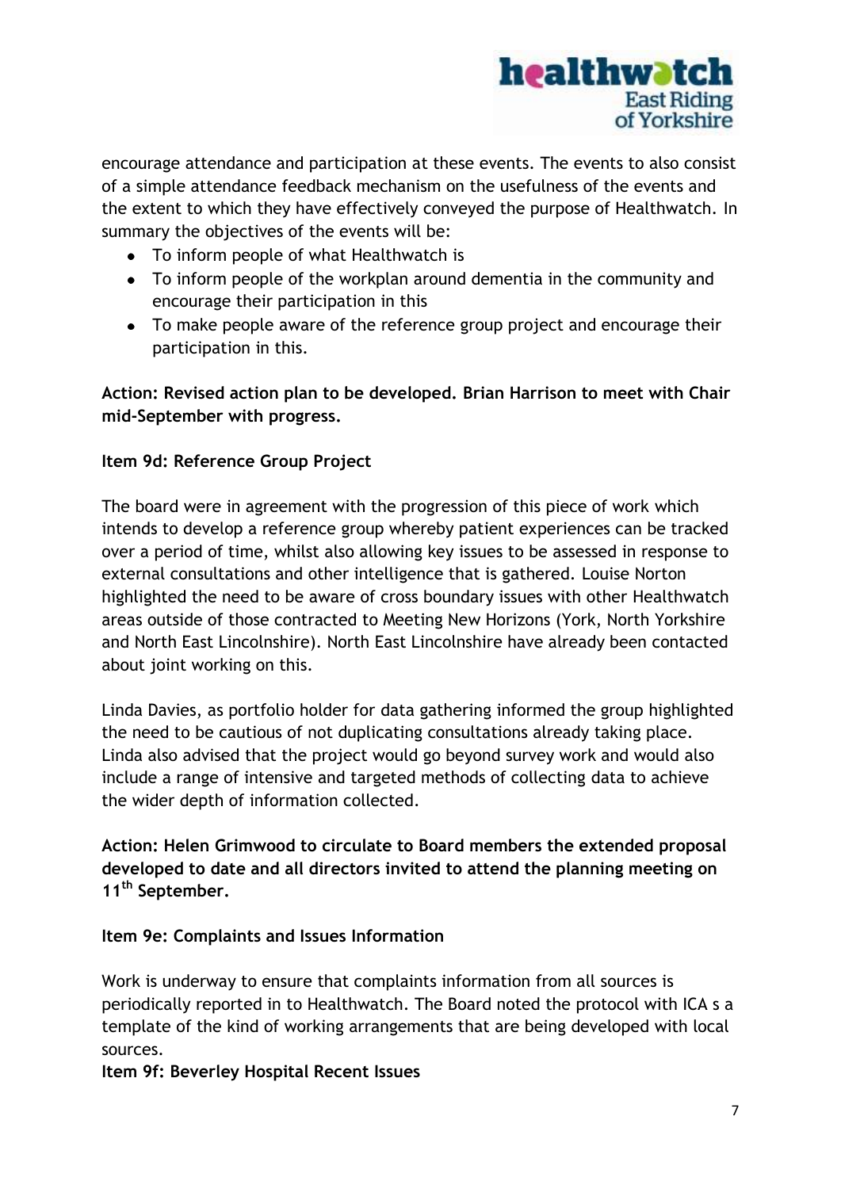encourage attendance and participation at these events. The events to also consist of a simple attendance feedback mechanism on the usefulness of the events and the extent to which they have effectively conveyed the purpose of Healthwatch. In summary the objectives of the events will be:

- To inform people of what Healthwatch is
- To inform people of the workplan around dementia in the community and encourage their participation in this
- To make people aware of the reference group project and encourage their participation in this.

**Action: Revised action plan to be developed. Brian Harrison to meet with Chair mid-September with progress.**

**Item 9d: Reference Group Project**

The board were in agreement with the progression of this piece of work which intends to develop a reference group whereby patient experiences can be tracked over a period of time, whilst also allowing key issues to be assessed in response to external consultations and other intelligence that is gathered. Louise Norton highlighted the need to be aware of cross boundary issues with other Healthwatch areas outside of those contracted to Meeting New Horizons (York, North Yorkshire and North East Lincolnshire). North East Lincolnshire have already been contacted about joint working on this.

Linda Davies, as portfolio holder for data gathering informed the group highlighted the need to be cautious of not duplicating consultations already taking place. Linda also advised that the project would go beyond survey work and would also include a range of intensive and targeted methods of collecting data to achieve the wider depth of information collected.

**Action: Helen Grimwood to circulate to Board members the extended proposal developed to date and all directors invited to attend the planning meeting on 11th September.**

**Item 9e: Complaints and Issues Information**

Work is underway to ensure that complaints information from all sources is periodically reported in to Healthwatch. The Board noted the protocol with ICA s a template of the kind of working arrangements that are being developed with local sources.

**Item 9f: Beverley Hospital Recent Issues**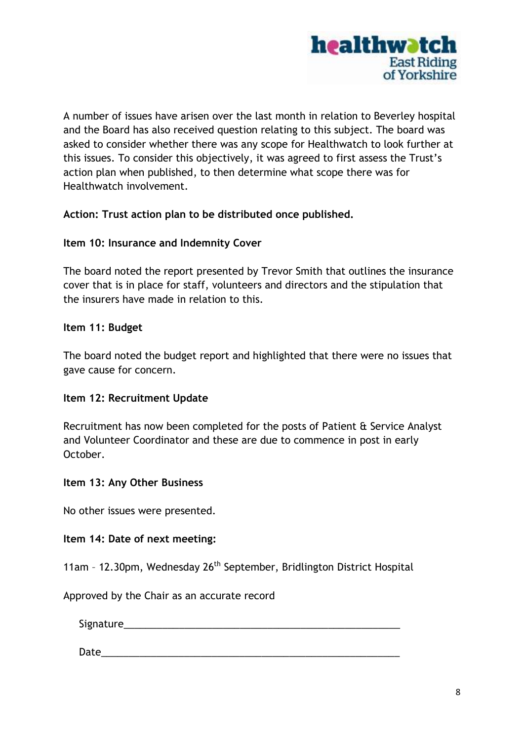A number of issues have arisen over the last month in relation to Beverley hospital and the Board has also received question relating to this subject. The board was asked to consider whether there was any scope for Healthwatch to look further at this issues. To consider this objectively, it was agreed to first assess the Trust's action plan when published, to then determine what scope there was for Healthwatch involvement.

**Action: Trust action plan to be distributed once published.**

**Item 10: Insurance and Indemnity Cover**

The board noted the report presented by Trevor Smith that outlines the insurance cover that is in place for staff, volunteers and directors and the stipulation that the insurers have made in relation to this.

**Item 11: Budget**

The board noted the budget report and highlighted that there were no issues that gave cause for concern.

**Item 12: Recruitment Update**

Recruitment has now been completed for the posts of Patient & Service Analyst and Volunteer Coordinator and these are due to commence in post in early October.

**Item 13: Any Other Business**

No other issues were presented.

**Item 14: Date of next meeting:**

11am – 12.30pm, Wednesday 26th September, Bridlington District Hospital

Approved by the Chair as an accurate record

Signature_______________________________________________

Date___________________________________________________